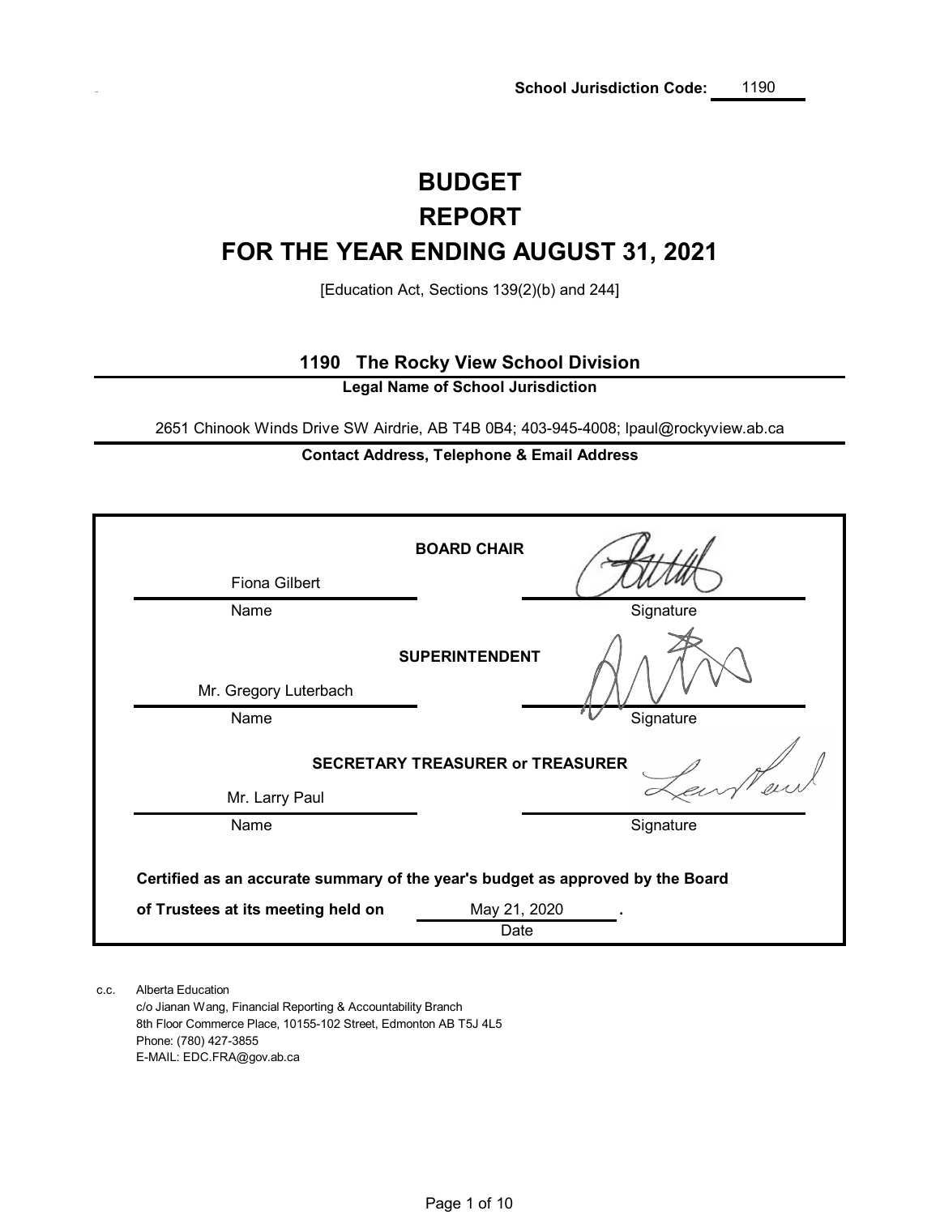**School Jurisdiction Code:** 1190

# BUDGET REPORT FOR THE YEAR ENDING AUGUST 31, 2021

[Education Act, Sections 139(2)(b) and 244]

**1190 The Rocky View School Division**

**Legal Name of School Jurisdiction**

2651 Chinook Winds Drive SW Airdrie, AB T4B 0B4; 403-945-4008; lpaul@rockyview.ab.ca

**Contact Address, Telephone & Email Address**

| | | |
|---|---|---|
| Fiona Gilbert | **BOARD CHAIR** | |
| Name | | Signature |
| Mr. Gregory Luterbach | **SUPERINTENDENT** | |
| Name | | Signature |
| Mr. Larry Paul | **SECRETARY TREASURER or TREASURER** | |
| Name | | Signature |

**Certified as an accurate summary of the year's budget as approved by the Board of Trustees at its meeting held on** May 21, 2020 **.**

Date

c.c. Alberta Education
c/o Jianan Wang, Financial Reporting & Accountability Branch
8th Floor Commerce Place, 10155-102 Street, Edmonton AB T5J 4L5
Phone: (780) 427-3855
E-MAIL: EDC.FRA@gov.ab.ca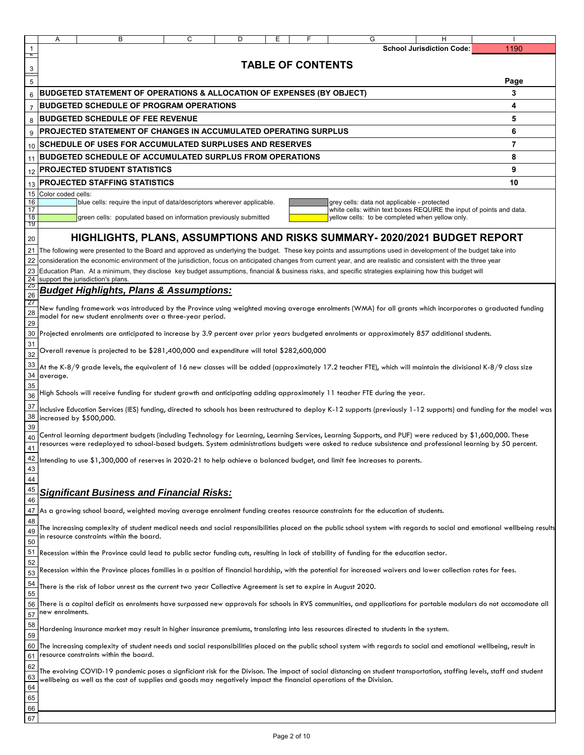**School Jurisdiction Code:** 1190

# TABLE OF CONTENTS

| | Page |
|---|---|
| **BUDGETED STATEMENT OF OPERATIONS & ALLOCATION OF EXPENSES (BY OBJECT)** | 3 |
| **BUDGETED SCHEDULE OF PROGRAM OPERATIONS** | 4 |
| **BUDGETED SCHEDULE OF FEE REVENUE** | 5 |
| **PROJECTED STATEMENT OF CHANGES IN ACCUMULATED OPERATING SURPLUS** | 6 |
| **SCHEDULE OF USES FOR ACCUMULATED SURPLUSES AND RESERVES** | 7 |
| **BUDGETED SCHEDULE OF ACCUMULATED SURPLUS FROM OPERATIONS** | 8 |
| **PROJECTED STUDENT STATISTICS** | 9 |
| **PROJECTED STAFFING STATISTICS** | 10 |

Color coded cells:

- blue cells: require the input of data/descriptors wherever applicable.
- green cells: populated based on information previously submitted
- grey cells: data not applicable - protected
- white cells: within text boxes REQUIRE the input of points and data.
- yellow cells: to be completed when yellow only.

## HIGHLIGHTS, PLANS, ASSUMPTIONS AND RISKS SUMMARY- 2020/2021 BUDGET REPORT

The following were presented to the Board and approved as underlying the budget. These key points and assumptions used in development of the budget take into consideration the economic environment of the jurisdiction, focus on anticipated changes from current year, and are realistic and consistent with the three year Education Plan. At a minimum, they disclose key budget assumptions, financial & business risks, and specific strategies explaining how this budget will support the jurisdiction's plans.

### *Budget Highlights, Plans & Assumptions:*

New funding framework was introduced by the Province using weighted moving average enrolments (WMA) for all grants which incorporates a graduated funding model for new student enrolments over a three-year period.

Projected enrolments are anticipated to increase by 3.9 percent over prior years budgeted enrolments or approximately 857 additional students.

Overall revenue is projected to be $281,400,000 and expenditure will total $282,600,000

At the K-8/9 grade levels, the equivalent of 16 new classes will be added (approximately 17.2 teacher FTE), which will maintain the divisional K-8/9 class size average.

High Schools will receive funding for student growth and anticipating adding approximately 11 teacher FTE during the year.

Inclusive Education Services (IES) funding, directed to schools has been restructured to deploy K-12 supports (previously 1-12 supports) and funding for the model was increased by $500,000.

Central learning department budgets (including Technology for Learning, Learning Services, Learning Supports, and PUF) were reduced by $1,600,000. These resources were redeployed to school-based budgets. System administrations budgets were asked to reduce subsistence and professional learning by 50 percent.

Intending to use $1,300,000 of reserves in 2020-21 to help achieve a balanced budget, and limit fee increases to parents.

### *Significant Business and Financial Risks:*

As a growing school board, weighted moving average enrolment funding creates resource constraints for the education of students.

The increasing complexity of student medical needs and social responsibilities placed on the public school system with regards to social and emotional wellbeing results in resource constraints within the board.

Recession within the Province could lead to public sector funding cuts, resulting in lack of stability of funding for the education sector.

Recession within the Province places families in a position of financial hardship, with the potential for increased waivers and lower collection rates for fees.

There is the risk of labor unrest as the current two year Collective Agreement is set to expire in August 2020.

There is a capital deficit as enrolments have surpassed new approvals for schools in RVS communities, and applications for portable modulars do not accomodate all new enrolments.

Hardening insurance market may result in higher insurance premiums, translating into less resources directed to students in the system.

The increasing complexity of student needs and social responsibilities placed on the public school system with regards to social and emotional wellbeing, result in resource constraints within the board.

The evolving COVID-19 pandemic poses a signficiant risk for the Divison. The impact of social distancing on student transportation, staffing levels, staff and student wellbeing as well as the cost of supplies and goods may negatively impact the financial operations of the Division.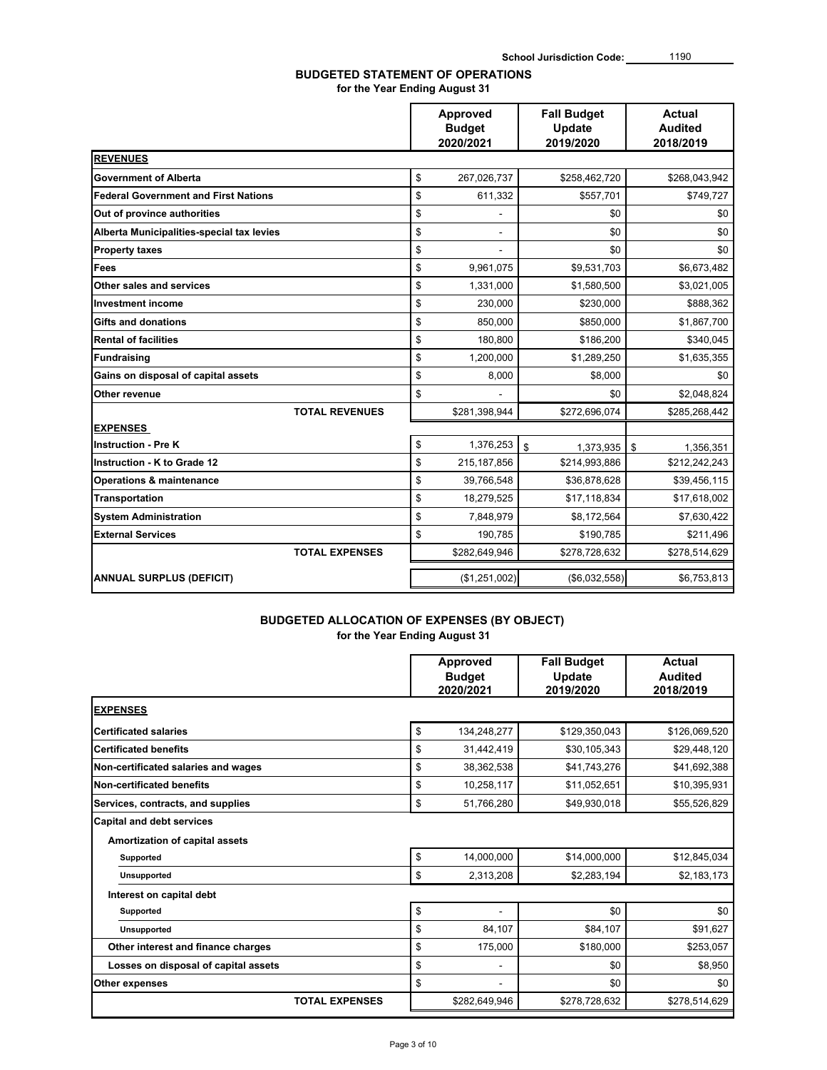School Jurisdiction Code: 1190

## BUDGETED STATEMENT OF OPERATIONS

**for the Year Ending August 31**

| | Approved Budget 2020/2021 | Fall Budget Update 2019/2020 | Actual Audited 2018/2019 |
|---|---|---|---|
| **REVENUES** | | | |
| **Government of Alberta** | $ 267,026,737 | $258,462,720 | $268,043,942 |
| **Federal Government and First Nations** | $ 611,332 | $557,701 | $749,727 |
| **Out of province authorities** | $ - | $0 | $0 |
| **Alberta Municipalities-special tax levies** | $ - | $0 | $0 |
| **Property taxes** | $ - | $0 | $0 |
| **Fees** | $ 9,961,075 | $9,531,703 | $6,673,482 |
| **Other sales and services** | $ 1,331,000 | $1,580,500 | $3,021,005 |
| **Investment income** | $ 230,000 | $230,000 | $888,362 |
| **Gifts and donations** | $ 850,000 | $850,000 | $1,867,700 |
| **Rental of facilities** | $ 180,800 | $186,200 | $340,045 |
| **Fundraising** | $ 1,200,000 | $1,289,250 | $1,635,355 |
| **Gains on disposal of capital assets** | $ 8,000 | $8,000 | $0 |
| **Other revenue** | $ - | $0 | $2,048,824 |
| **TOTAL REVENUES** | $281,398,944 | $272,696,074 | $285,268,442 |
| **EXPENSES** | | | |
| **Instruction - Pre K** | $ 1,376,253 | $ 1,373,935 | $ 1,356,351 |
| **Instruction - K to Grade 12** | $ 215,187,856 | $214,993,886 | $212,242,243 |
| **Operations & maintenance** | $ 39,766,548 | $36,878,628 | $39,456,115 |
| **Transportation** | $ 18,279,525 | $17,118,834 | $17,618,002 |
| **System Administration** | $ 7,848,979 | $8,172,564 | $7,630,422 |
| **External Services** | $ 190,785 | $190,785 | $211,496 |
| **TOTAL EXPENSES** | $282,649,946 | $278,728,632 | $278,514,629 |
| **ANNUAL SURPLUS (DEFICIT)** | ($1,251,002) | ($6,032,558) | $6,753,813 |

## BUDGETED ALLOCATION OF EXPENSES (BY OBJECT)

**for the Year Ending August 31**

| | Approved Budget 2020/2021 | Fall Budget Update 2019/2020 | Actual Audited 2018/2019 |
|---|---|---|---|
| **EXPENSES** | | | |
| **Certificated salaries** | $ 134,248,277 | $129,350,043 | $126,069,520 |
| **Certificated benefits** | $ 31,442,419 | $30,105,343 | $29,448,120 |
| **Non-certificated salaries and wages** | $ 38,362,538 | $41,743,276 | $41,692,388 |
| **Non-certificated benefits** | $ 10,258,117 | $11,052,651 | $10,395,931 |
| **Services, contracts, and supplies** | $ 51,766,280 | $49,930,018 | $55,526,829 |
| **Capital and debt services** | | | |
| **Amortization of capital assets** | | | |
| **Supported** | $ 14,000,000 | $14,000,000 | $12,845,034 |
| **Unsupported** | $ 2,313,208 | $2,283,194 | $2,183,173 |
| **Interest on capital debt** | | | |
| **Supported** | $ - | $0 | $0 |
| **Unsupported** | $ 84,107 | $84,107 | $91,627 |
| **Other interest and finance charges** | $ 175,000 | $180,000 | $253,057 |
| **Losses on disposal of capital assets** | $ - | $0 | $8,950 |
| **Other expenses** | $ - | $0 | $0 |
| **TOTAL EXPENSES** | $282,649,946 | $278,728,632 | $278,514,629 |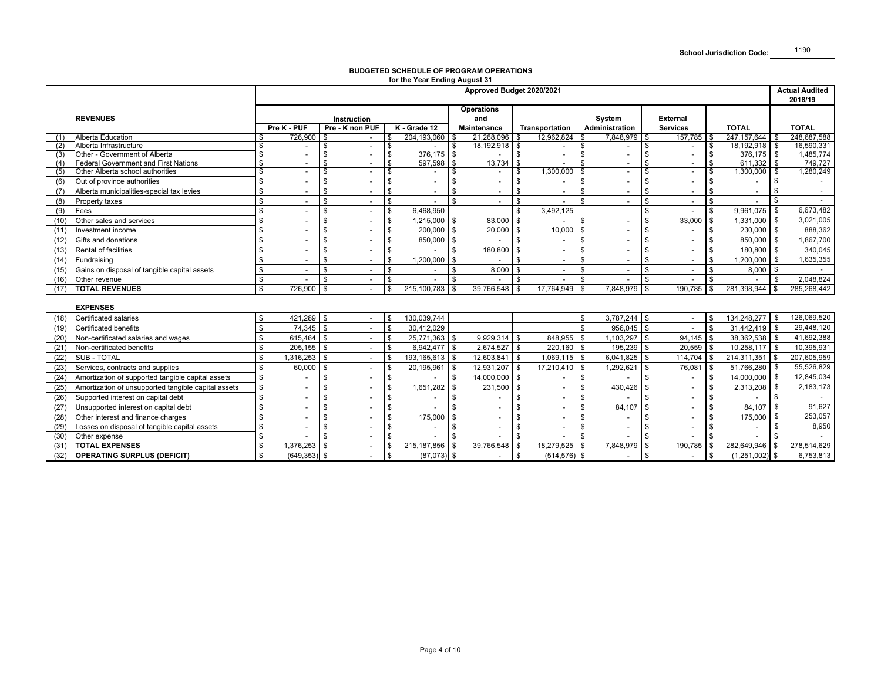School Jurisdiction Code: 1190

## BUDGETED SCHEDULE OF PROGRAM OPERATIONS
**for the Year Ending August 31**

| | | Approved Budget 2020/2021 | | | | | | | | Actual Audited 2018/19 |
|---|---|---|---|---|---|---|---|---|---|---|
| | **REVENUES** | Instruction | | | Operations and Maintenance | Transportation | System Administration | External Services | TOTAL | TOTAL |
| | | Pre K - PUF | Pre - K non PUF | K - Grade 12 | | | | | | |
| (1) | Alberta Education | $ 726,900 | $ - | $ 204,193,060 | $ 21,268,096 | $ 12,962,824 | $ 7,848,979 | $ 157,785 | $ 247,157,644 | $ 248,687,588 |
| (2) | Alberta Infrastructure | $ - | $ - | $ - | $ 18,192,918 | $ - | $ - | $ - | $ 18,192,918 | $ 16,590,331 |
| (3) | Other - Government of Alberta | $ - | $ - | $ 376,175 | $ - | $ - | $ - | $ - | $ 376,175 | $ 1,485,774 |
| (4) | Federal Government and First Nations | $ - | $ - | $ 597,598 | $ 13,734 | $ - | $ - | $ - | $ 611,332 | $ 749,727 |
| (5) | Other Alberta school authorities | $ - | $ - | $ - | $ - | $ 1,300,000 | $ - | $ - | $ 1,300,000 | $ 1,280,249 |
| (6) | Out of province authorities | $ - | $ - | $ - | $ - | $ - | $ - | $ - | $ - | $ - |
| (7) | Alberta municipalities-special tax levies | $ - | $ - | $ - | $ - | $ - | $ - | $ - | $ - | $ - |
| (8) | Property taxes | $ - | $ - | $ - | $ - | $ - | $ - | $ - | $ - | $ - |
| (9) | Fees | $ - | $ - | $ 6,468,950 | | $ 3,492,125 | | $ - | $ 9,961,075 | $ 6,673,482 |
| (10) | Other sales and services | $ - | $ - | $ 1,215,000 | $ 83,000 | $ - | $ - | $ 33,000 | $ 1,331,000 | $ 3,021,005 |
| (11) | Investment income | $ - | $ - | $ 200,000 | $ 20,000 | $ 10,000 | $ - | $ - | $ 230,000 | $ 888,362 |
| (12) | Gifts and donations | $ - | $ - | $ 850,000 | $ - | $ - | $ - | $ - | $ 850,000 | $ 1,867,700 |
| (13) | Rental of facilities | $ - | $ - | $ - | $ 180,800 | $ - | $ - | $ - | $ 180,800 | $ 340,045 |
| (14) | Fundraising | $ - | $ - | $ 1,200,000 | $ - | $ - | $ - | $ - | $ 1,200,000 | $ 1,635,355 |
| (15) | Gains on disposal of tangible capital assets | $ - | $ - | $ - | $ 8,000 | $ - | $ - | $ - | $ 8,000 | $ - |
| (16) | Other revenue | $ - | $ - | $ - | $ - | $ - | $ - | $ - | $ - | $ 2,048,824 |
| (17) | **TOTAL REVENUES** | $ 726,900 | $ - | $ 215,100,783 | $ 39,766,548 | $ 17,764,949 | $ 7,848,979 | $ 190,785 | $ 281,398,944 | $ 285,268,442 |
| | **EXPENSES** | | | | | | | | | |
| (18) | Certificated salaries | $ 421,289 | $ - | $ 130,039,744 | | | $ 3,787,244 | $ - | $ 134,248,277 | $ 126,069,520 |
| (19) | Certificated benefits | $ 74,345 | $ - | $ 30,412,029 | | | $ 956,045 | $ - | $ 31,442,419 | $ 29,448,120 |
| (20) | Non-certificated salaries and wages | $ 615,464 | $ - | $ 25,771,363 | $ 9,929,314 | $ 848,955 | $ 1,103,297 | $ 94,145 | $ 38,362,538 | $ 41,692,388 |
| (21) | Non-certificated benefits | $ 205,155 | $ - | $ 6,942,477 | $ 2,674,527 | $ 220,160 | $ 195,239 | $ 20,559 | $ 10,258,117 | $ 10,395,931 |
| (22) | SUB - TOTAL | $ 1,316,253 | $ - | $ 193,165,613 | $ 12,603,841 | $ 1,069,115 | $ 6,041,825 | $ 114,704 | $ 214,311,351 | $ 207,605,959 |
| (23) | Services, contracts and supplies | $ 60,000 | $ - | $ 20,195,961 | $ 12,931,207 | $ 17,210,410 | $ 1,292,621 | $ 76,081 | $ 51,766,280 | $ 55,526,829 |
| (24) | Amortization of supported tangible capital assets | $ - | $ - | $ - | $ 14,000,000 | $ - | $ - | $ - | $ 14,000,000 | $ 12,845,034 |
| (25) | Amortization of unsupported tangible capital assets | $ - | $ - | $ 1,651,282 | $ 231,500 | $ - | $ 430,426 | $ - | $ 2,313,208 | $ 2,183,173 |
| (26) | Supported interest on capital debt | $ - | $ - | $ - | $ - | $ - | $ - | $ - | $ - | $ - |
| (27) | Unsupported interest on capital debt | $ - | $ - | $ - | $ - | $ - | $ 84,107 | $ - | $ 84,107 | $ 91,627 |
| (28) | Other interest and finance charges | $ - | $ - | $ 175,000 | $ - | $ - | $ - | $ - | $ 175,000 | $ 253,057 |
| (29) | Losses on disposal of tangible capital assets | $ - | $ - | $ - | $ - | $ - | $ - | $ - | $ - | $ 8,950 |
| (30) | Other expense | $ - | $ - | $ - | $ - | $ - | $ - | $ - | $ - | $ - |
| (31) | **TOTAL EXPENSES** | $ 1,376,253 | $ - | $ 215,187,856 | $ 39,766,548 | $ 18,279,525 | $ 7,848,979 | $ 190,785 | $ 282,649,946 | $ 278,514,629 |
| (32) | **OPERATING SURPLUS (DEFICIT)** | $ (649,353) | $ - | $ (87,073) | $ - | $ (514,576) | $ - | $ - | $ (1,251,002) | $ 6,753,813 |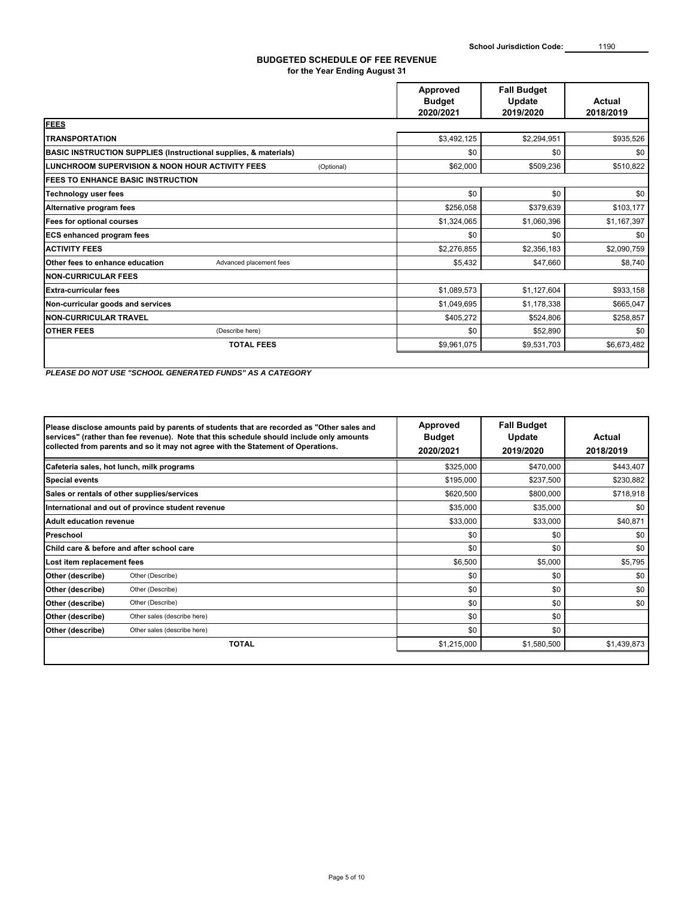School Jurisdiction Code: 1190

## BUDGETED SCHEDULE OF FEE REVENUE
**for the Year Ending August 31**

| | | Approved Budget 2020/2021 | Fall Budget Update 2019/2020 | Actual 2018/2019 |
|---|---|---|---|---|
| **FEES** | | | | |
| **TRANSPORTATION** | | $3,492,125 | $2,294,951 | $935,526 |
| **BASIC INSTRUCTION SUPPLIES (Instructional supplies, & materials)** | | $0 | $0 | $0 |
| **LUNCHROOM SUPERVISION & NOON HOUR ACTIVITY FEES** | (Optional) | $62,000 | $509,236 | $510,822 |
| **FEES TO ENHANCE BASIC INSTRUCTION** | | | | |
| **Technology user fees** | | $0 | $0 | $0 |
| **Alternative program fees** | | $256,058 | $379,639 | $103,177 |
| **Fees for optional courses** | | $1,324,065 | $1,060,396 | $1,167,397 |
| **ECS enhanced program fees** | | $0 | $0 | $0 |
| **ACTIVITY FEES** | | $2,276,855 | $2,356,183 | $2,090,759 |
| **Other fees to enhance education** | Advanced placement fees | $5,432 | $47,660 | $8,740 |
| **NON-CURRICULAR FEES** | | | | |
| **Extra-curricular fees** | | $1,089,573 | $1,127,604 | $933,158 |
| **Non-curricular goods and services** | | $1,049,695 | $1,178,338 | $665,047 |
| **NON-CURRICULAR TRAVEL** | | $405,272 | $524,806 | $258,857 |
| **OTHER FEES** | (Describe here) | $0 | $52,890 | $0 |
| | **TOTAL FEES** | $9,961,075 | $9,531,703 | $6,673,482 |

***PLEASE DO NOT USE "SCHOOL GENERATED FUNDS" AS A CATEGORY***

| **Please disclose amounts paid by parents of students that are recorded as "Other sales and services" (rather than fee revenue). Note that this schedule should include only amounts collected from parents and so it may not agree with the Statement of Operations.** | | Approved Budget 2020/2021 | Fall Budget Update 2019/2020 | Actual 2018/2019 |
|---|---|---|---|---|
| **Cafeteria sales, hot lunch, milk programs** | | $325,000 | $470,000 | $443,407 |
| **Special events** | | $195,000 | $237,500 | $230,882 |
| **Sales or rentals of other supplies/services** | | $620,500 | $800,000 | $718,918 |
| **International and out of province student revenue** | | $35,000 | $35,000 | $0 |
| **Adult education revenue** | | $33,000 | $33,000 | $40,871 |
| **Preschool** | | $0 | $0 | $0 |
| **Child care & before and after school care** | | $0 | $0 | $0 |
| **Lost item replacement fees** | | $6,500 | $5,000 | $5,795 |
| **Other (describe)** | Other (Describe) | $0 | $0 | $0 |
| **Other (describe)** | Other (Describe) | $0 | $0 | $0 |
| **Other (describe)** | Other (Describe) | $0 | $0 | $0 |
| **Other (describe)** | Other sales (describe here) | $0 | $0 | |
| **Other (describe)** | Other sales (describe here) | $0 | $0 | |
| | **TOTAL** | $1,215,000 | $1,580,500 | $1,439,873 |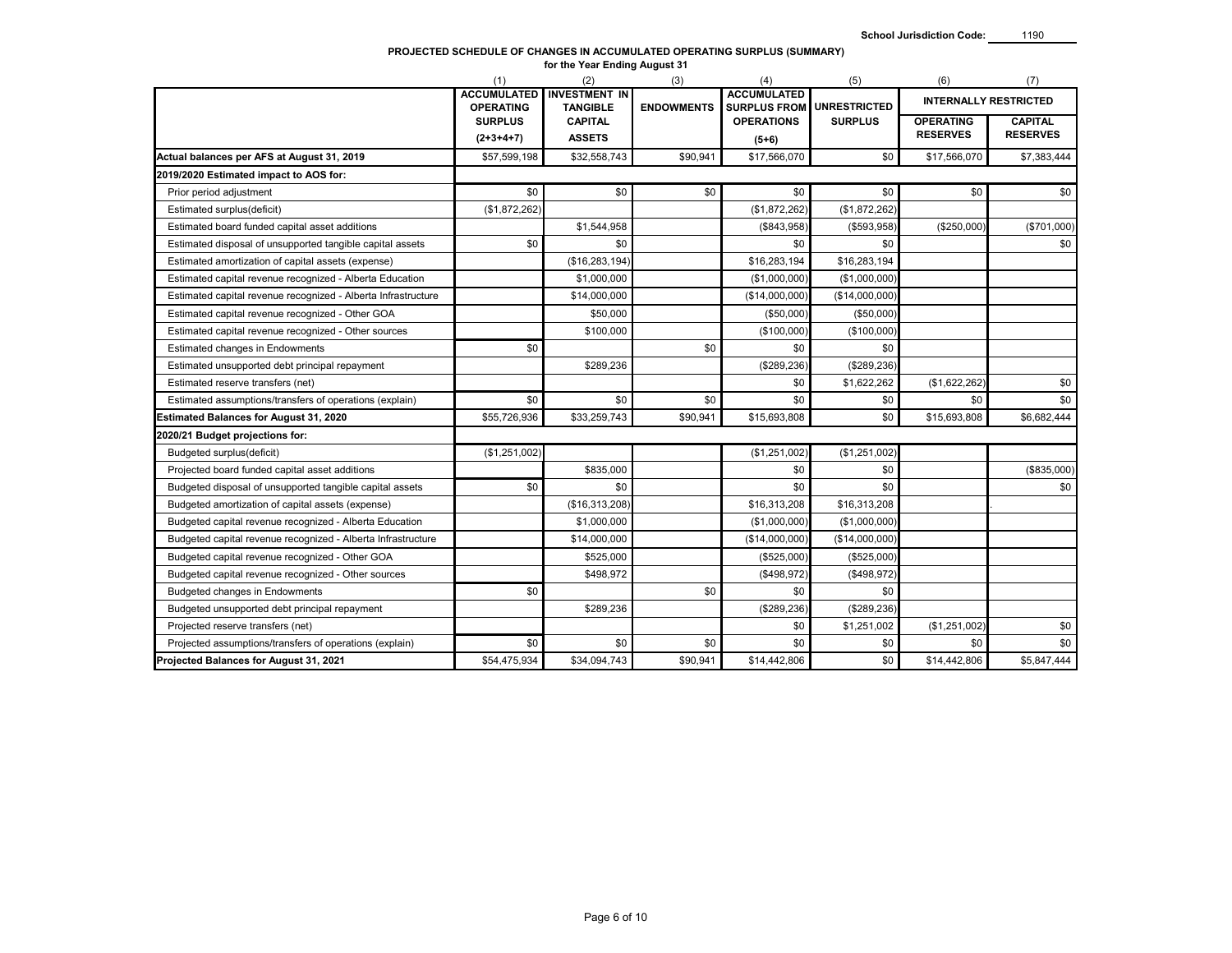School Jurisdiction Code: 1190

**PROJECTED SCHEDULE OF CHANGES IN ACCUMULATED OPERATING SURPLUS (SUMMARY)**
**for the Year Ending August 31**

| | (1) | (2) | (3) | (4) | (5) | (6) | (7) |
|---|---|---|---|---|---|---|---|
| | ACCUMULATED OPERATING SURPLUS (2+3+4+7) | INVESTMENT IN TANGIBLE CAPITAL ASSETS | ENDOWMENTS | ACCUMULATED SURPLUS FROM OPERATIONS (5+6) | UNRESTRICTED SURPLUS | INTERNALLY RESTRICTED | |
| | | | | | | OPERATING RESERVES | CAPITAL RESERVES |
| **Actual balances per AFS at August 31, 2019** | $57,599,198 | $32,558,743 | $90,941 | $17,566,070 | $0 | $17,566,070 | $7,383,444 |
| **2019/2020 Estimated impact to AOS for:** | | | | | | | |
| Prior period adjustment | $0 | $0 | $0 | $0 | $0 | $0 | $0 |
| Estimated surplus(deficit) | ($1,872,262) | | | ($1,872,262) | ($1,872,262) | | |
| Estimated board funded capital asset additions | | $1,544,958 | | ($843,958) | ($593,958) | ($250,000) | ($701,000) |
| Estimated disposal of unsupported tangible capital assets | $0 | $0 | | $0 | $0 | | $0 |
| Estimated amortization of capital assets (expense) | | ($16,283,194) | | $16,283,194 | $16,283,194 | | |
| Estimated capital revenue recognized - Alberta Education | | $1,000,000 | | ($1,000,000) | ($1,000,000) | | |
| Estimated capital revenue recognized - Alberta Infrastructure | | $14,000,000 | | ($14,000,000) | ($14,000,000) | | |
| Estimated capital revenue recognized - Other GOA | | $50,000 | | ($50,000) | ($50,000) | | |
| Estimated capital revenue recognized - Other sources | | $100,000 | | ($100,000) | ($100,000) | | |
| Estimated changes in Endowments | $0 | | $0 | $0 | $0 | | |
| Estimated unsupported debt principal repayment | | $289,236 | | ($289,236) | ($289,236) | | |
| Estimated reserve transfers (net) | | | | $0 | $1,622,262 | ($1,622,262) | $0 |
| Estimated assumptions/transfers of operations (explain) | $0 | $0 | $0 | $0 | $0 | $0 | $0 |
| **Estimated Balances for August 31, 2020** | $55,726,936 | $33,259,743 | $90,941 | $15,693,808 | $0 | $15,693,808 | $6,682,444 |
| **2020/21 Budget projections for:** | | | | | | | |
| Budgeted surplus(deficit) | ($1,251,002) | | | ($1,251,002) | ($1,251,002) | | |
| Projected board funded capital asset additions | | $835,000 | | $0 | $0 | | ($835,000) |
| Budgeted disposal of unsupported tangible capital assets | $0 | $0 | | $0 | $0 | | $0 |
| Budgeted amortization of capital assets (expense) | | ($16,313,208) | | $16,313,208 | $16,313,208 | | . |
| Budgeted capital revenue recognized - Alberta Education | | $1,000,000 | | ($1,000,000) | ($1,000,000) | | |
| Budgeted capital revenue recognized - Alberta Infrastructure | | $14,000,000 | | ($14,000,000) | ($14,000,000) | | |
| Budgeted capital revenue recognized - Other GOA | | $525,000 | | ($525,000) | ($525,000) | | |
| Budgeted capital revenue recognized - Other sources | | $498,972 | | ($498,972) | ($498,972) | | |
| Budgeted changes in Endowments | $0 | | $0 | $0 | $0 | | |
| Budgeted unsupported debt principal repayment | | $289,236 | | ($289,236) | ($289,236) | | |
| Projected reserve transfers (net) | | | | $0 | $1,251,002 | ($1,251,002) | $0 |
| Projected assumptions/transfers of operations (explain) | $0 | $0 | $0 | $0 | $0 | $0 | $0 |
| **Projected Balances for August 31, 2021** | $54,475,934 | $34,094,743 | $90,941 | $14,442,806 | $0 | $14,442,806 | $5,847,444 |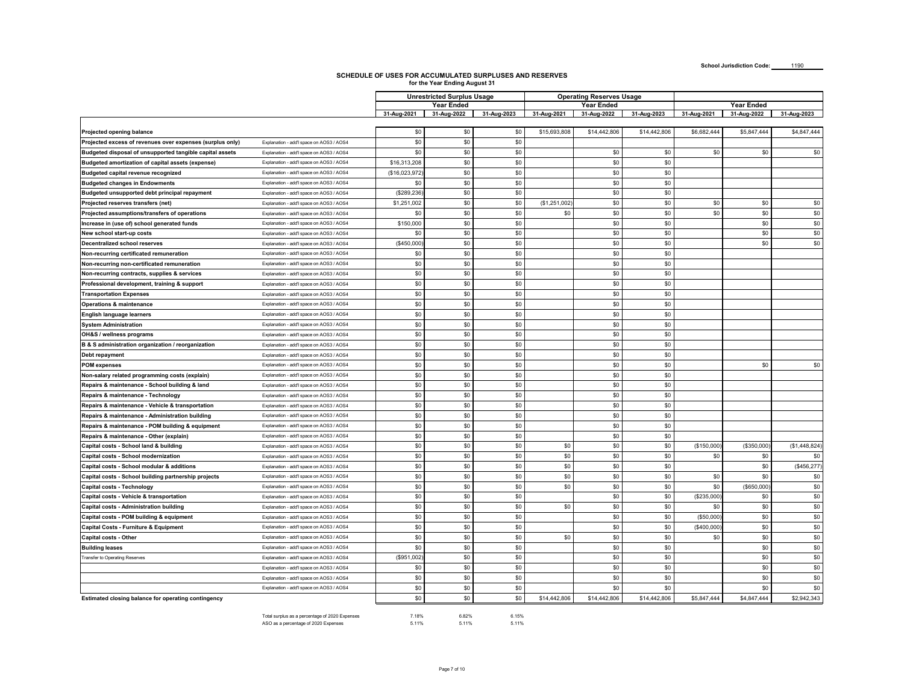School Jurisdiction Code: 1190

## SCHEDULE OF USES FOR ACCUMULATED SURPLUSES AND RESERVES
for the Year Ending August 31

| | | Unrestricted Surplus Usage | | | Operating Reserves Usage | | | | | |
|---|---|---|---|---|---|---|---|---|---|---|
| | | Year Ended | | | Year Ended | | | Year Ended | | |
| | | 31-Aug-2021 | 31-Aug-2022 | 31-Aug-2023 | 31-Aug-2021 | 31-Aug-2022 | 31-Aug-2023 | 31-Aug-2021 | 31-Aug-2022 | 31-Aug-2023 |
| **Projected opening balance** | | $0 | $0 | $0 | $15,693,808 | $14,442,806 | $14,442,806 | $6,682,444 | $5,847,444 | $4,847,444 |
| **Projected excess of revenues over expenses (surplus only)** | Explanation - add'l space on AOS3 / AOS4 | $0 | $0 | $0 | | | | | | |
| **Budgeted disposal of unsupported tangible capital assets** | Explanation - add'l space on AOS3 / AOS4 | $0 | $0 | $0 | | $0 | $0 | $0 | $0 | $0 |
| **Budgeted amortization of capital assets (expense)** | Explanation - add'l space on AOS3 / AOS4 | $16,313,208 | $0 | $0 | | $0 | $0 | | | |
| **Budgeted capital revenue recognized** | Explanation - add'l space on AOS3 / AOS4 | ($16,023,972) | $0 | $0 | | $0 | $0 | | | |
| **Budgeted changes in Endowments** | Explanation - add'l space on AOS3 / AOS4 | $0 | $0 | $0 | | $0 | $0 | | | |
| **Budgeted unsupported debt principal repayment** | Explanation - add'l space on AOS3 / AOS4 | ($289,236) | $0 | $0 | | $0 | $0 | | | |
| **Projected reserves transfers (net)** | Explanation - add'l space on AOS3 / AOS4 | $1,251,002 | $0 | $0 | ($1,251,002) | $0 | $0 | $0 | $0 | $0 |
| **Projected assumptions/transfers of operations** | Explanation - add'l space on AOS3 / AOS4 | $0 | $0 | $0 | $0 | $0 | $0 | $0 | $0 | $0 |
| **Increase in (use of) school generated funds** | Explanation - add'l space on AOS3 / AOS4 | $150,000 | $0 | $0 | | $0 | $0 | | $0 | $0 |
| **New school start-up costs** | Explanation - add'l space on AOS3 / AOS4 | $0 | $0 | $0 | | $0 | $0 | | $0 | $0 |
| **Decentralized school reserves** | Explanation - add'l space on AOS3 / AOS4 | ($450,000) | $0 | $0 | | $0 | $0 | | $0 | $0 |
| **Non-recurring certificated remuneration** | Explanation - add'l space on AOS3 / AOS4 | $0 | $0 | $0 | | $0 | $0 | | | |
| **Non-recurring non-certificated remuneration** | Explanation - add'l space on AOS3 / AOS4 | $0 | $0 | $0 | | $0 | $0 | | | |
| **Non-recurring contracts, supplies & services** | Explanation - add'l space on AOS3 / AOS4 | $0 | $0 | $0 | | $0 | $0 | | | |
| **Professional development, training & support** | Explanation - add'l space on AOS3 / AOS4 | $0 | $0 | $0 | | $0 | $0 | | | |
| **Transportation Expenses** | Explanation - add'l space on AOS3 / AOS4 | $0 | $0 | $0 | | $0 | $0 | | | |
| **Operations & maintenance** | Explanation - add'l space on AOS3 / AOS4 | $0 | $0 | $0 | | $0 | $0 | | | |
| **English language learners** | Explanation - add'l space on AOS3 / AOS4 | $0 | $0 | $0 | | $0 | $0 | | | |
| **System Administration** | Explanation - add'l space on AOS3 / AOS4 | $0 | $0 | $0 | | $0 | $0 | | | |
| **OH&S / wellness programs** | Explanation - add'l space on AOS3 / AOS4 | $0 | $0 | $0 | | $0 | $0 | | | |
| **B & S administration organization / reorganization** | Explanation - add'l space on AOS3 / AOS4 | $0 | $0 | $0 | | $0 | $0 | | | |
| **Debt repayment** | Explanation - add'l space on AOS3 / AOS4 | $0 | $0 | $0 | | $0 | $0 | | | |
| **POM expenses** | Explanation - add'l space on AOS3 / AOS4 | $0 | $0 | $0 | | $0 | $0 | | $0 | $0 |
| **Non-salary related programming costs (explain)** | Explanation - add'l space on AOS3 / AOS4 | $0 | $0 | $0 | | $0 | $0 | | | |
| **Repairs & maintenance - School building & land** | Explanation - add'l space on AOS3 / AOS4 | $0 | $0 | $0 | | $0 | $0 | | | |
| **Repairs & maintenance - Technology** | Explanation - add'l space on AOS3 / AOS4 | $0 | $0 | $0 | | $0 | $0 | | | |
| **Repairs & maintenance - Vehicle & transportation** | Explanation - add'l space on AOS3 / AOS4 | $0 | $0 | $0 | | $0 | $0 | | | |
| **Repairs & maintenance - Administration building** | Explanation - add'l space on AOS3 / AOS4 | $0 | $0 | $0 | | $0 | $0 | | | |
| **Repairs & maintenance - POM building & equipment** | Explanation - add'l space on AOS3 / AOS4 | $0 | $0 | $0 | | $0 | $0 | | | |
| **Repairs & maintenance - Other (explain)** | Explanation - add'l space on AOS3 / AOS4 | $0 | $0 | $0 | | $0 | $0 | | | |
| **Capital costs - School land & building** | Explanation - add'l space on AOS3 / AOS4 | $0 | $0 | $0 | $0 | $0 | $0 | ($150,000) | ($350,000) | ($1,448,824) |
| **Capital costs - School modernization** | Explanation - add'l space on AOS3 / AOS4 | $0 | $0 | $0 | $0 | $0 | $0 | $0 | $0 | $0 |
| **Capital costs - School modular & additions** | Explanation - add'l space on AOS3 / AOS4 | $0 | $0 | $0 | $0 | $0 | $0 | | $0 | ($456,277) |
| **Capital costs - School building partnership projects** | Explanation - add'l space on AOS3 / AOS4 | $0 | $0 | $0 | $0 | $0 | $0 | $0 | $0 | $0 |
| **Capital costs - Technology** | Explanation - add'l space on AOS3 / AOS4 | $0 | $0 | $0 | $0 | $0 | $0 | $0 | ($650,000) | $0 |
| **Capital costs - Vehicle & transportation** | Explanation - add'l space on AOS3 / AOS4 | $0 | $0 | $0 | | $0 | $0 | ($235,000) | $0 | $0 |
| **Capital costs - Administration building** | Explanation - add'l space on AOS3 / AOS4 | $0 | $0 | $0 | $0 | $0 | $0 | $0 | $0 | $0 |
| **Capital costs - POM building & equipment** | Explanation - add'l space on AOS3 / AOS4 | $0 | $0 | $0 | | $0 | $0 | ($50,000) | $0 | $0 |
| **Capital Costs - Furniture & Equipment** | Explanation - add'l space on AOS3 / AOS4 | $0 | $0 | $0 | | $0 | $0 | ($400,000) | $0 | $0 |
| **Capital costs - Other** | Explanation - add'l space on AOS3 / AOS4 | $0 | $0 | $0 | $0 | $0 | $0 | $0 | $0 | $0 |
| **Building leases** | Explanation - add'l space on AOS3 / AOS4 | $0 | $0 | $0 | | $0 | $0 | | $0 | $0 |
| Transfer to Operating Reserves | Explanation - add'l space on AOS3 / AOS4 | ($951,002) | $0 | $0 | | $0 | $0 | | $0 | $0 |
| | Explanation - add'l space on AOS3 / AOS4 | $0 | $0 | $0 | | $0 | $0 | | $0 | $0 |
| | Explanation - add'l space on AOS3 / AOS4 | $0 | $0 | $0 | | $0 | $0 | | $0 | $0 |
| | Explanation - add'l space on AOS3 / AOS4 | $0 | $0 | $0 | | $0 | $0 | | $0 | $0 |
| **Estimated closing balance for operating contingency** | | $0 | $0 | $0 | $14,442,806 | $14,442,806 | $14,442,806 | $5,847,444 | $4,847,444 | $2,942,343 |

| | | | |
|---|---|---|---|
| Total surplus as a percentage of 2020 Expenses | 7.18% | 6.82% | 6.15% |
| ASO as a percentage of 2020 Expenses | 5.11% | 5.11% | 5.11% |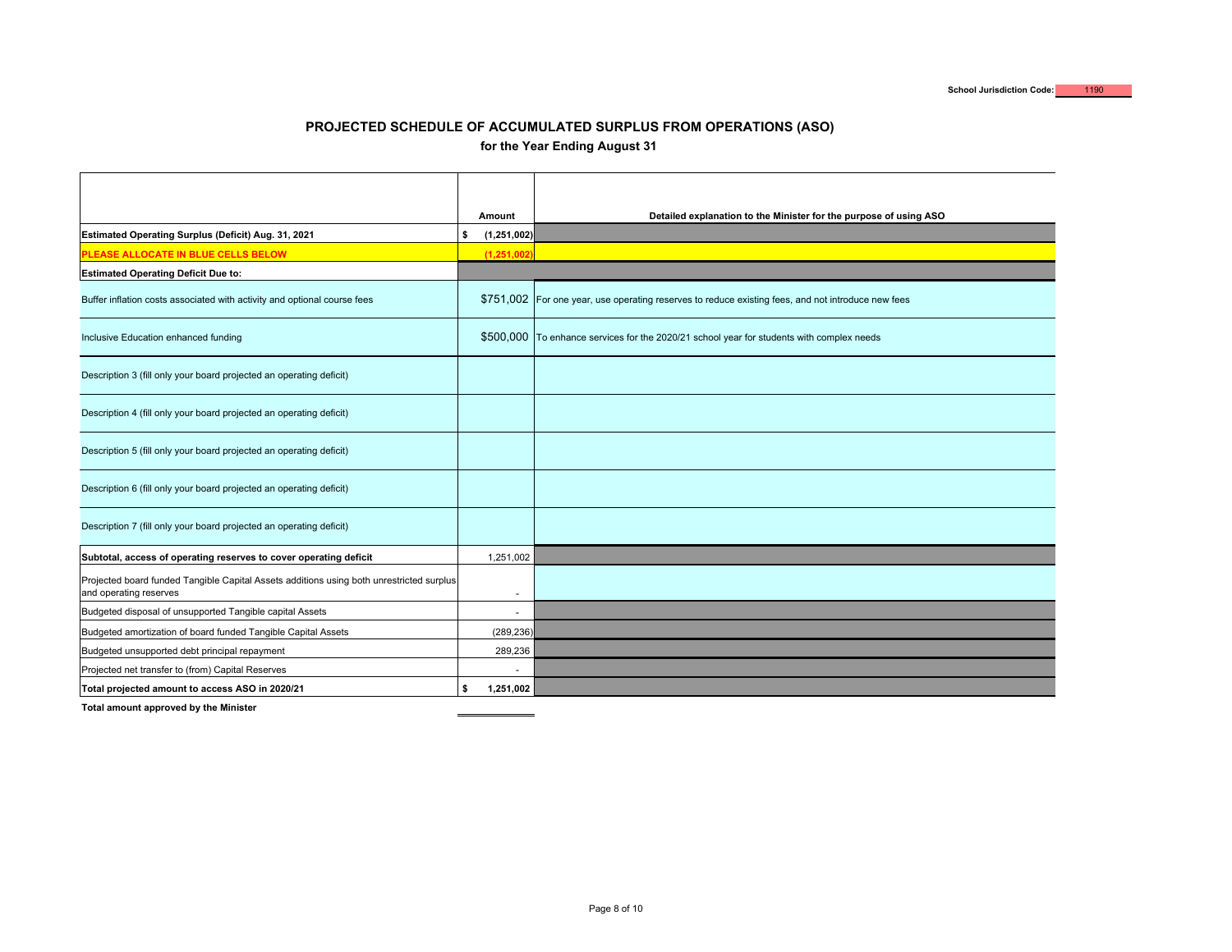School Jurisdiction Code: 1190

## PROJECTED SCHEDULE OF ACCUMULATED SURPLUS FROM OPERATIONS (ASO)

### for the Year Ending August 31

| | Amount | Detailed explanation to the Minister for the purpose of using ASO |
|---|---|---|
| **Estimated Operating Surplus (Deficit) Aug. 31, 2021** | **$ (1,251,002)** | |
| **PLEASE ALLOCATE IN BLUE CELLS BELOW** | **(1,251,002)** | |
| **Estimated Operating Deficit Due to:** | | |
| Buffer inflation costs associated with activity and optional course fees | $751,002 | For one year, use operating reserves to reduce existing fees, and not introduce new fees |
| Inclusive Education enhanced funding | $500,000 | To enhance services for the 2020/21 school year for students with complex needs |
| Description 3 (fill only your board projected an operating deficit) | | |
| Description 4 (fill only your board projected an operating deficit) | | |
| Description 5 (fill only your board projected an operating deficit) | | |
| Description 6 (fill only your board projected an operating deficit) | | |
| Description 7 (fill only your board projected an operating deficit) | | |
| **Subtotal, access of operating reserves to cover operating deficit** | 1,251,002 | |
| Projected board funded Tangible Capital Assets additions using both unrestricted surplus and operating reserves | - | |
| Budgeted disposal of unsupported Tangible capital Assets | - | |
| Budgeted amortization of board funded Tangible Capital Assets | (289,236) | |
| Budgeted unsupported debt principal repayment | 289,236 | |
| Projected net transfer to (from) Capital Reserves | - | |
| **Total projected amount to access ASO in 2020/21** | **$ 1,251,002** | |
| **Total amount approved by the Minister** | | |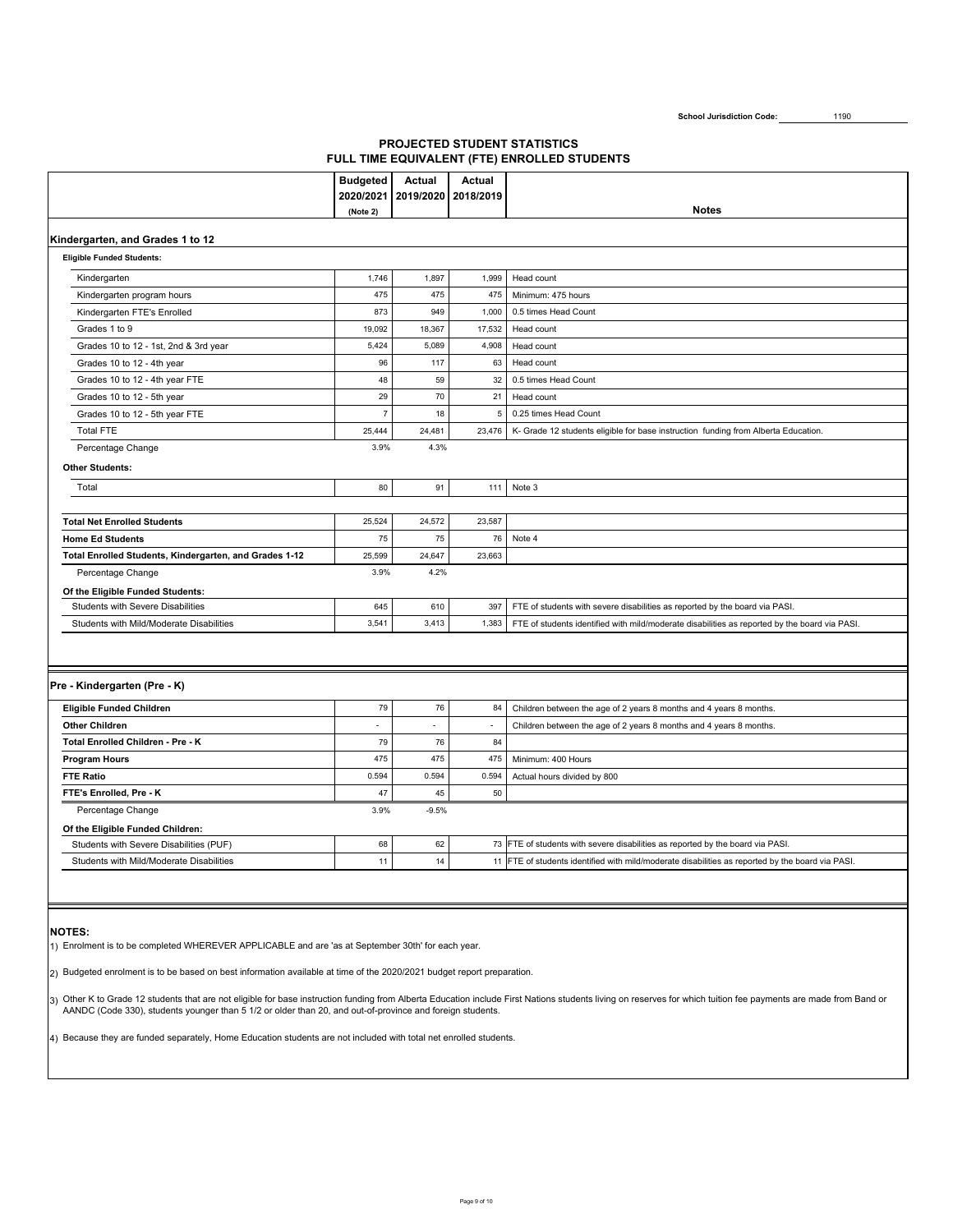School Jurisdiction Code: 1190

## PROJECTED STUDENT STATISTICS
## FULL TIME EQUIVALENT (FTE) ENROLLED STUDENTS

| | Budgeted 2020/2021 (Note 2) | Actual 2019/2020 | Actual 2018/2019 | Notes |
|---|---|---|---|---|
| **Kindergarten, and Grades 1 to 12** | | | | |
| **Eligible Funded Students:** | | | | |
| Kindergarten | 1,746 | 1,897 | 1,999 | Head count |
| Kindergarten program hours | 475 | 475 | 475 | Minimum: 475 hours |
| Kindergarten FTE's Enrolled | 873 | 949 | 1,000 | 0.5 times Head Count |
| Grades 1 to 9 | 19,092 | 18,367 | 17,532 | Head count |
| Grades 10 to 12 - 1st, 2nd & 3rd year | 5,424 | 5,089 | 4,908 | Head count |
| Grades 10 to 12 - 4th year | 96 | 117 | 63 | Head count |
| Grades 10 to 12 - 4th year FTE | 48 | 59 | 32 | 0.5 times Head Count |
| Grades 10 to 12 - 5th year | 29 | 70 | 21 | Head count |
| Grades 10 to 12 - 5th year FTE | 7 | 18 | 5 | 0.25 times Head Count |
| Total FTE | 25,444 | 24,481 | 23,476 | K- Grade 12 students eligible for base instruction funding from Alberta Education. |
| Percentage Change | 3.9% | 4.3% | | |
| **Other Students:** | | | | |
| Total | 80 | 91 | 111 | Note 3 |
| **Total Net Enrolled Students** | 25,524 | 24,572 | 23,587 | |
| **Home Ed Students** | 75 | 75 | 76 | Note 4 |
| **Total Enrolled Students, Kindergarten, and Grades 1-12** | 25,599 | 24,647 | 23,663 | |
| Percentage Change | 3.9% | 4.2% | | |
| **Of the Eligible Funded Students:** | | | | |
| Students with Severe Disabilities | 645 | 610 | 397 | FTE of students with severe disabilities as reported by the board via PASI. |
| Students with Mild/Moderate Disabilities | 3,541 | 3,413 | 1,383 | FTE of students identified with mild/moderate disabilities as reported by the board via PASI. |

| | Budgeted 2020/2021 | Actual 2019/2020 | Actual 2018/2019 | Notes |
|---|---|---|---|---|
| **Pre - Kindergarten (Pre - K)** | | | | |
| **Eligible Funded Children** | 79 | 76 | 84 | Children between the age of 2 years 8 months and 4 years 8 months. |
| **Other Children** | - | - | - | Children between the age of 2 years 8 months and 4 years 8 months. |
| **Total Enrolled Children - Pre - K** | 79 | 76 | 84 | |
| **Program Hours** | 475 | 475 | 475 | Minimum: 400 Hours |
| **FTE Ratio** | 0.594 | 0.594 | 0.594 | Actual hours divided by 800 |
| **FTE's Enrolled, Pre - K** | 47 | 45 | 50 | |
| Percentage Change | 3.9% | -9.5% | | |
| **Of the Eligible Funded Children:** | | | | |
| Students with Severe Disabilities (PUF) | 68 | 62 | 73 | FTE of students with severe disabilities as reported by the board via PASI. |
| Students with Mild/Moderate Disabilities | 11 | 14 | 11 | FTE of students identified with mild/moderate disabilities as reported by the board via PASI. |

**NOTES:**

1) Enrolment is to be completed WHEREVER APPLICABLE and are 'as at September 30th' for each year.

2) Budgeted enrolment is to be based on best information available at time of the 2020/2021 budget report preparation.

3) Other K to Grade 12 students that are not eligible for base instruction funding from Alberta Education include First Nations students living on reserves for which tuition fee payments are made from Band or AANDC (Code 330), students younger than 5 1/2 or older than 20, and out-of-province and foreign students.

4) Because they are funded separately, Home Education students are not included with total net enrolled students.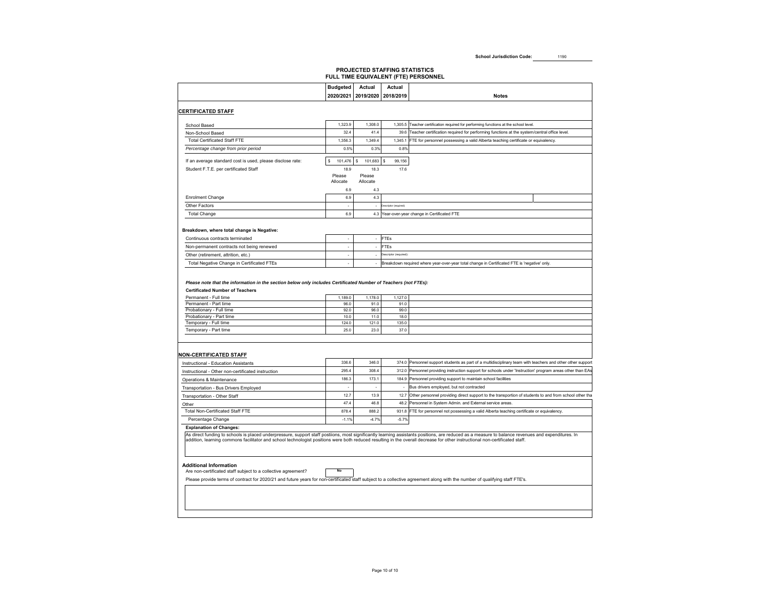School Jurisdiction Code: 1190

# PROJECTED STAFFING STATISTICS
## FULL TIME EQUIVALENT (FTE) PERSONNEL

| | Budgeted 2020/2021 | Actual 2019/2020 | Actual 2018/2019 | Notes |
|---|---|---|---|---|
| **CERTIFICATED STAFF** | | | | |
| School Based | 1,323.9 | 1,308.0 | 1,305.5 | Teacher certification required for performing functions at the school level. |
| Non-School Based | 32.4 | 41.4 | 39.6 | Teacher certification required for performing functions at the system/central office level. |
| Total Certificated Staff FTE | 1,356.3 | 1,349.4 | 1,345.1 | FTE for personnel possessing a valid Alberta teaching certificate or equivalency. |
| *Percentage change from prior period* | 0.5% | 0.3% | 0.8% | |
| If an average standard cost is used, please disclose rate: | $ 101,476 | $ 101,683 | $ 99,156 | |
| Student F.T.E. per certificated Staff | 18.9 | 18.3 | 17.6 | |
| | Please Allocate | Please Allocate | | |
| | 6.9 | 4.3 | | |
| Enrolment Change | 6.9 | 4.3 | | |
| Other Factors | - | - | Descriptor (required): | |
| Total Change | 6.9 | 4.3 | Year-over-year change in Certificated FTE | |

**Breakdown, where total change is Negative:**

| | Budgeted 2020/2021 | Actual 2019/2020 | Notes |
|---|---|---|---|
| Continuous contracts terminated | - | - | FTEs |
| Non-permanent contracts not being renewed | - | - | FTEs |
| Other (retirement, attrition, etc.) | - | - | Descriptor (required): |
| Total Negative Change in Certificated FTEs | - | - | Breakdown required where year-over-year total change in Certificated FTE is 'negative' only. |

***Please note that the information in the section below only includes Certificated Number of Teachers (not FTEs):***

**Certificated Number of Teachers**

| | Budgeted 2020/2021 | Actual 2019/2020 | Actual 2018/2019 |
|---|---|---|---|
| Permanent - Full time | 1,189.0 | 1,178.0 | 1,127.0 |
| Permanent - Part time | 96.0 | 91.0 | 91.0 |
| Probationary - Full time | 92.0 | 96.0 | 99.0 |
| Probationary - Part time | 10.0 | 11.0 | 18.0 |
| Temporary - Full time | 124.0 | 121.0 | 135.0 |
| Temporary - Part time | 25.0 | 23.0 | 37.0 |

**NON-CERTIFICATED STAFF**

| | Budgeted 2020/2021 | Actual 2019/2020 | Actual 2018/2019 | Notes |
|---|---|---|---|---|
| Instructional - Education Assistants | 336.6 | 346.0 | 374.0 | Personnel support students as part of a multidisciplinary team with teachers and other other support |
| Instructional - Other non-certificated instruction | 295.4 | 308.4 | 312.0 | Personnel providing instruction support for schools under 'Instruction' program areas other than EAs |
| Operations & Maintenance | 186.3 | 173.1 | 184.9 | Personnel providing support to maintain school facilities |
| Transportation - Bus Drivers Employed | - | - | - | Bus drivers employed, but not contracted |
| Transportation - Other Staff | 12.7 | 13.9 | 12.7 | Other personnel providing direct support to the transportion of students to and from school other tha |
| Other | 47.4 | 46.8 | 48.2 | Personnel in System Admin. and External service areas. |
| Total Non-Certificated Staff FTE | 878.4 | 888.2 | 931.8 | FTE for personnel not possessing a valid Alberta teaching certificate or equivalency. |
| Percentage Change | -1.1% | -4.7% | -5.7% | |

**Explanation of Changes:**

As direct funding to schools is placed underpressure, support staff postiions, most significantly learning assistants positions, are reduced as a measure to balance revenues and expenditures. In addition, learning commons facilitator and school technologist positions were both reduced resulting in the overall decrease for other instructional non-certificated staff.

**Additional Information**

Are non-certificated staff subject to a collective agreement? **No**

Please provide terms of contract for 2020/21 and future years for non-certificated staff subject to a collective agreement along with the number of qualifying staff FTE's.